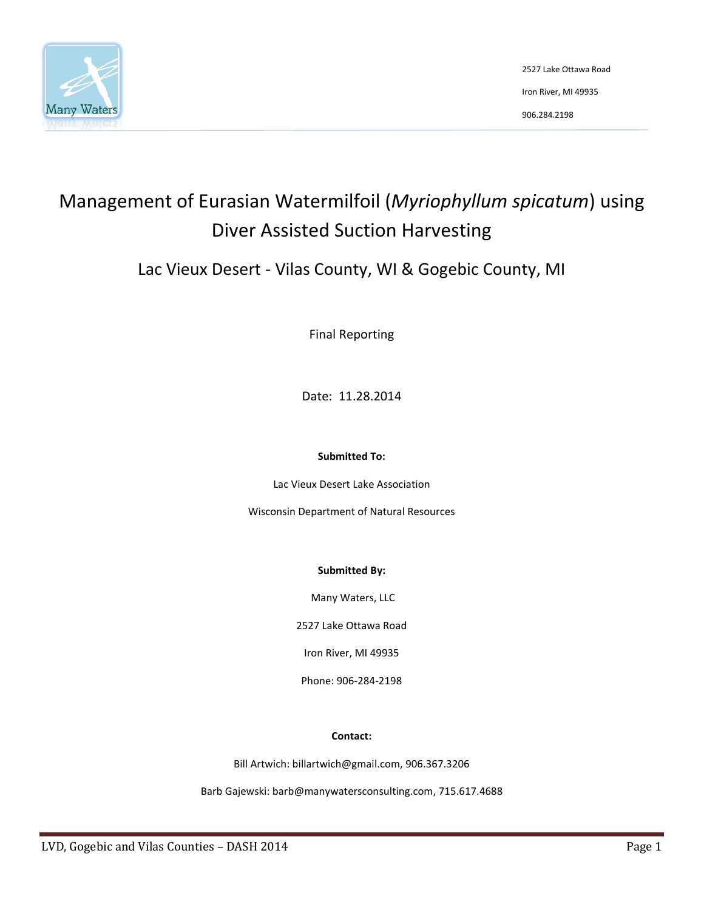2527 Lake Ottawa Road

Iron River, MI 49935

906.284.2198

# Management of Eurasian Watermilfoil (*Myriophyllum spicatum*) using Diver Assisted Suction Harvesting

## Lac Vieux Desert - Vilas County, WI & Gogebic County, MI

Final Reporting

Date: 11.28.2014

**Submitted To:**

Lac Vieux Desert Lake Association

Wisconsin Department of Natural Resources

**Submitted By:**

Many Waters, LLC

2527 Lake Ottawa Road

Iron River, MI 49935

Phone: 906-284-2198

**Contact:**

Bill Artwich: billartwich@gmail.com, 906.367.3206

Barb Gajewski: barb@manywatersconsulting.com, 715.617.4688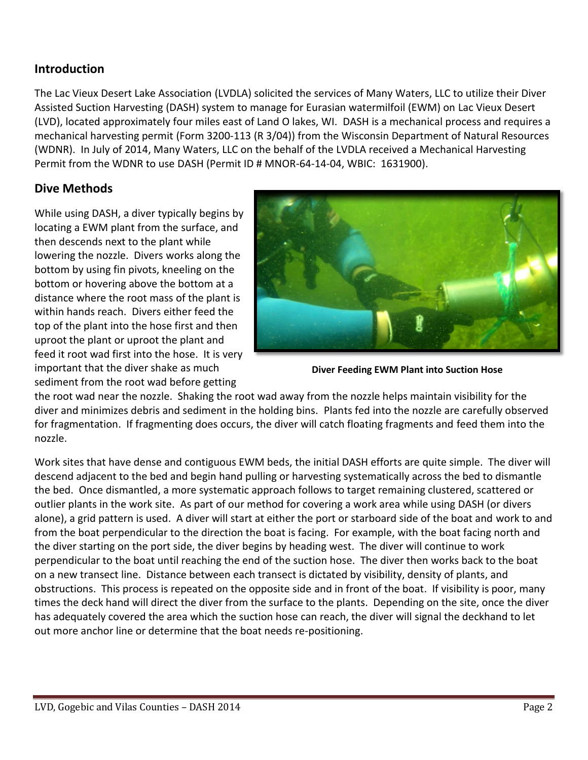## Introduction

The Lac Vieux Desert Lake Association (LVDLA) solicited the services of Many Waters, LLC to utilize their Diver Assisted Suction Harvesting (DASH) system to manage for Eurasian watermilfoil (EWM) on Lac Vieux Desert (LVD), located approximately four miles east of Land O lakes, WI. DASH is a mechanical process and requires a mechanical harvesting permit (Form 3200-113 (R 3/04)) from the Wisconsin Department of Natural Resources (WDNR). In July of 2014, Many Waters, LLC on the behalf of the LVDLA received a Mechanical Harvesting Permit from the WDNR to use DASH (Permit ID # MNOR-64-14-04, WBIC: 1631900).

## Dive Methods

While using DASH, a diver typically begins by locating a EWM plant from the surface, and then descends next to the plant while lowering the nozzle. Divers works along the bottom by using fin pivots, kneeling on the bottom or hovering above the bottom at a distance where the root mass of the plant is within hands reach. Divers either feed the top of the plant into the hose first and then uproot the plant or uproot the plant and feed it root wad first into the hose. It is very important that the diver shake as much sediment from the root wad before getting the root wad near the nozzle. Shaking the root wad away from the nozzle helps maintain visibility for the diver and minimizes debris and sediment in the holding bins. Plants fed into the nozzle are carefully observed for fragmentation. If fragmenting does occurs, the diver will catch floating fragments and feed them into the nozzle.

**Diver Feeding EWM Plant into Suction Hose**

Work sites that have dense and contiguous EWM beds, the initial DASH efforts are quite simple. The diver will descend adjacent to the bed and begin hand pulling or harvesting systematically across the bed to dismantle the bed. Once dismantled, a more systematic approach follows to target remaining clustered, scattered or outlier plants in the work site. As part of our method for covering a work area while using DASH (or divers alone), a grid pattern is used. A diver will start at either the port or starboard side of the boat and work to and from the boat perpendicular to the direction the boat is facing. For example, with the boat facing north and the diver starting on the port side, the diver begins by heading west. The diver will continue to work perpendicular to the boat until reaching the end of the suction hose. The diver then works back to the boat on a new transect line. Distance between each transect is dictated by visibility, density of plants, and obstructions. This process is repeated on the opposite side and in front of the boat. If visibility is poor, many times the deck hand will direct the diver from the surface to the plants. Depending on the site, once the diver has adequately covered the area which the suction hose can reach, the diver will signal the deckhand to let out more anchor line or determine that the boat needs re-positioning.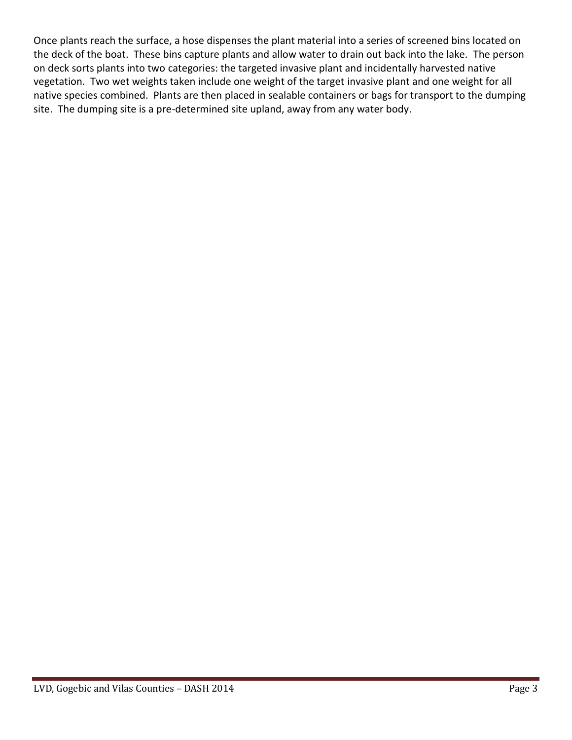Once plants reach the surface, a hose dispenses the plant material into a series of screened bins located on the deck of the boat. These bins capture plants and allow water to drain out back into the lake. The person on deck sorts plants into two categories: the targeted invasive plant and incidentally harvested native vegetation. Two wet weights taken include one weight of the target invasive plant and one weight for all native species combined. Plants are then placed in sealable containers or bags for transport to the dumping site. The dumping site is a pre-determined site upland, away from any water body.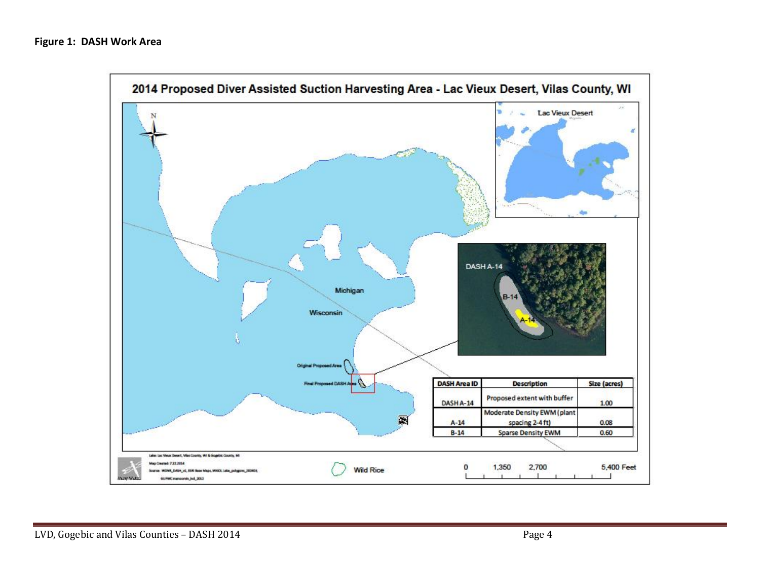**Figure 1: DASH Work Area**

2014 Proposed Diver Assisted Suction Harvesting Area - Lac Vieux Desert, Vilas County, WI

| DASH Area ID | Description | Size (acres) |
|---|---|---|
| DASH A-14 | Proposed extent with buffer | 1.00 |
| A-14 | Moderate Density EWM (plant spacing 2-4 ft) | 0.08 |
| B-14 | Sparse Density EWM | 0.60 |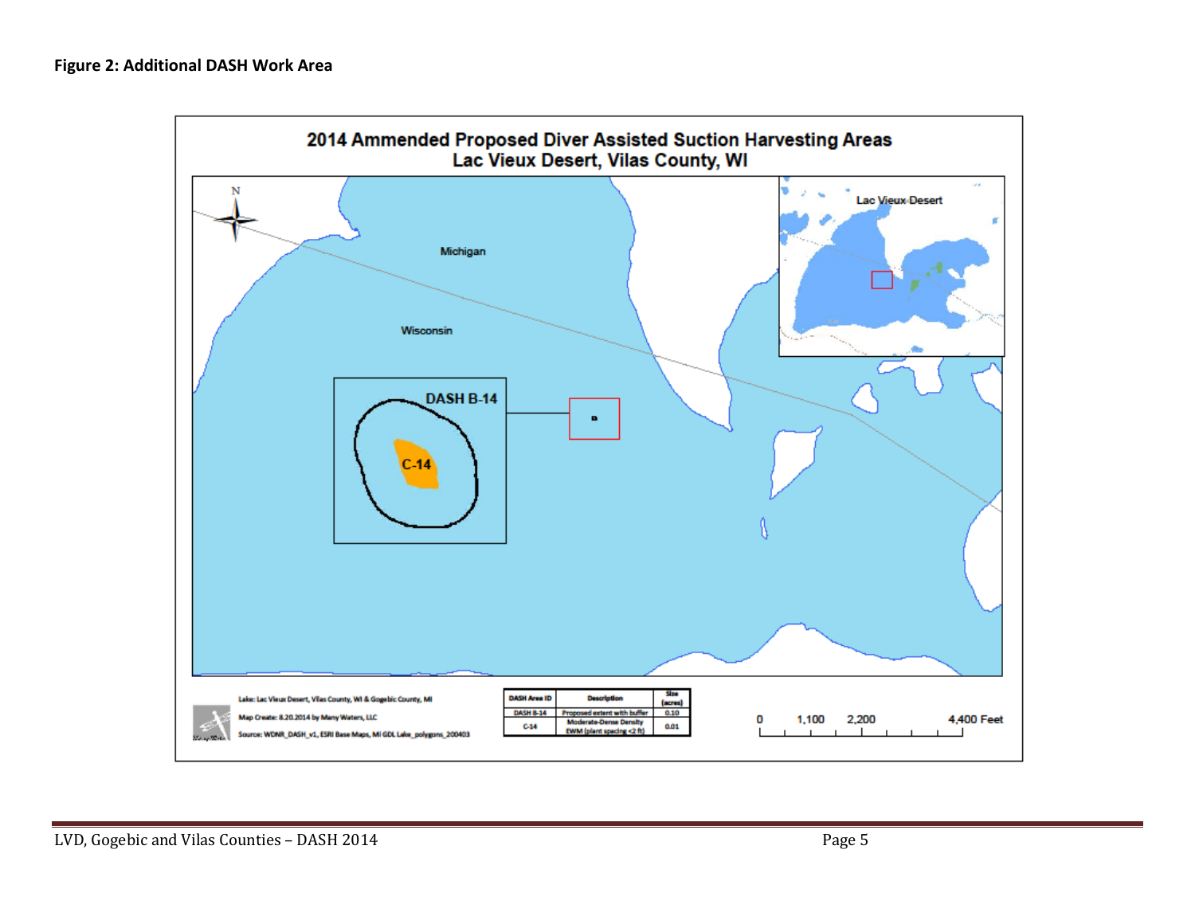**Figure 2: Additional DASH Work Area**

**2014 Ammended Proposed Diver Assisted Suction Harvesting Areas**
**Lac Vieux Desert, Vilas County, WI**

Michigan

Wisconsin

DASH B-14

C-14

Lac Vieux Desert

Lake: Lac Vieux Desert, Vilas County, WI & Gogebic County, MI

Map Create: 8.20.2014 by Many Waters, LLC

Source: WDNR_DASH_v1, ESRI Base Maps, MI GDL Lake_polygons_200403

| DASH Area ID | Description | Size (acres) |
|---|---|---|
| DASH B-14 | Proposed extent with buffer | 0.10 |
| C-14 | Moderate-Dense Density EWM (plant spacing <2 ft) | 0.01 |

0 1,100 2,200 4,400 Feet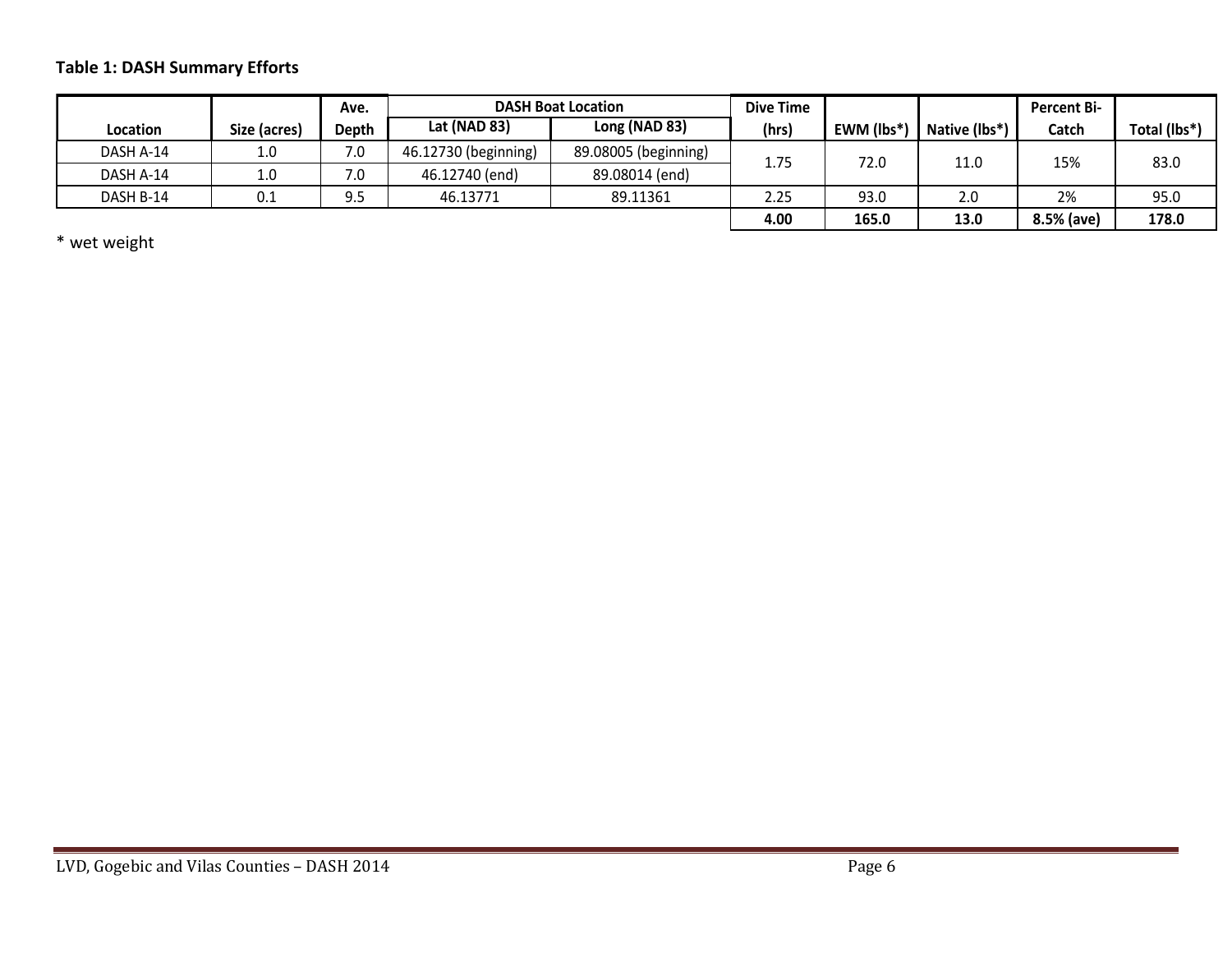**Table 1: DASH Summary Efforts**

| Location | Size (acres) | Ave. Depth | DASH Boat Location Lat (NAD 83) | DASH Boat Location Long (NAD 83) | Dive Time (hrs) | EWM (lbs*) | Native (lbs*) | Percent Bi-Catch | Total (lbs*) |
|---|---|---|---|---|---|---|---|---|---|
| DASH A-14 | 1.0 | 7.0 | 46.12730 (beginning) | 89.08005 (beginning) | 1.75 | 72.0 | 11.0 | 15% | 83.0 |
| DASH A-14 | 1.0 | 7.0 | 46.12740 (end) | 89.08014 (end) | | | | | |
| DASH B-14 | 0.1 | 9.5 | 46.13771 | 89.11361 | 2.25 | 93.0 | 2.0 | 2% | 95.0 |
| | | | | | **4.00** | **165.0** | **13.0** | **8.5% (ave)** | **178.0** |

* wet weight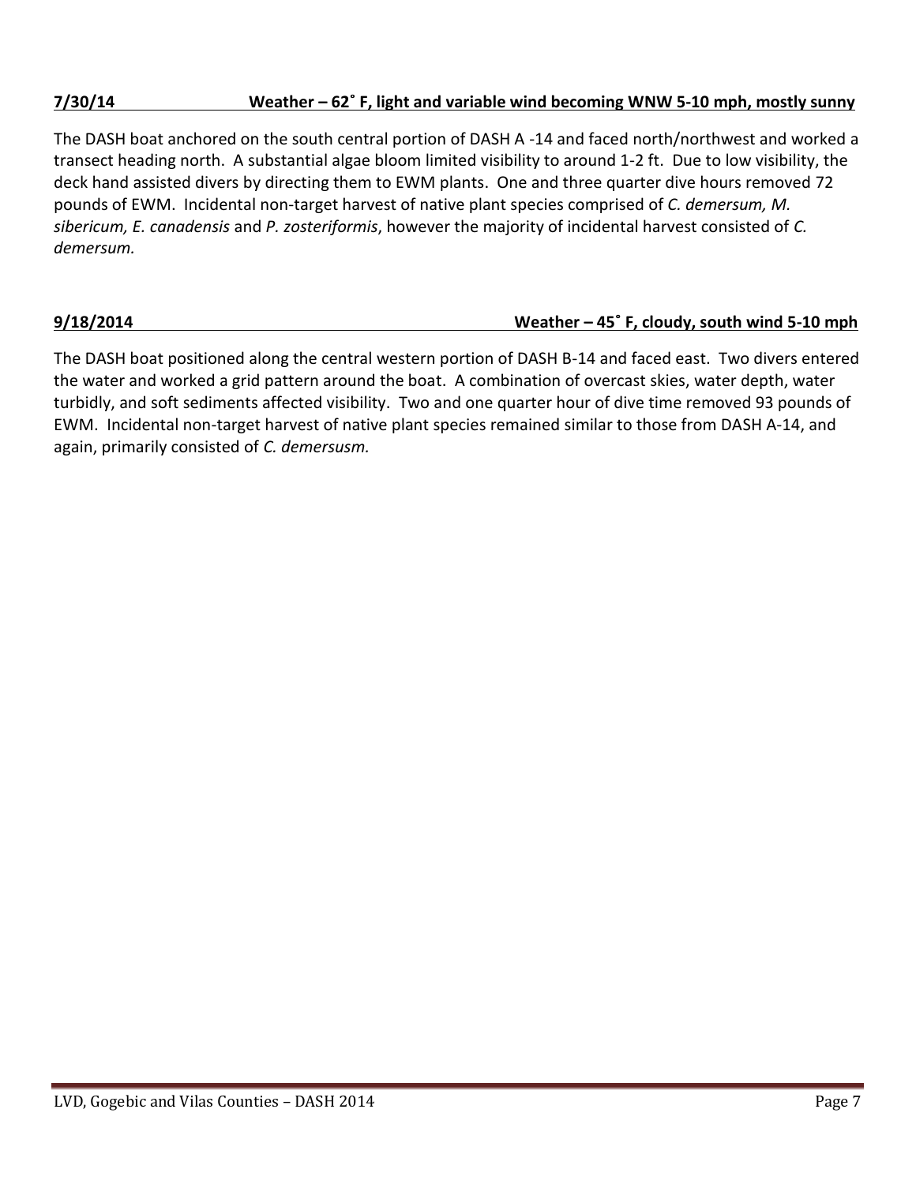**7/30/14 Weather – 62˚ F, light and variable wind becoming WNW 5-10 mph, mostly sunny**

The DASH boat anchored on the south central portion of DASH A -14 and faced north/northwest and worked a transect heading north. A substantial algae bloom limited visibility to around 1-2 ft. Due to low visibility, the deck hand assisted divers by directing them to EWM plants. One and three quarter dive hours removed 72 pounds of EWM. Incidental non-target harvest of native plant species comprised of *C. demersum, M. sibericum, E. canadensis* and *P. zosteriformis*, however the majority of incidental harvest consisted of *C. demersum.*

**9/18/2014 Weather – 45˚ F, cloudy, south wind 5-10 mph**

The DASH boat positioned along the central western portion of DASH B-14 and faced east. Two divers entered the water and worked a grid pattern around the boat. A combination of overcast skies, water depth, water turbidly, and soft sediments affected visibility. Two and one quarter hour of dive time removed 93 pounds of EWM. Incidental non-target harvest of native plant species remained similar to those from DASH A-14, and again, primarily consisted of *C. demersusm.*